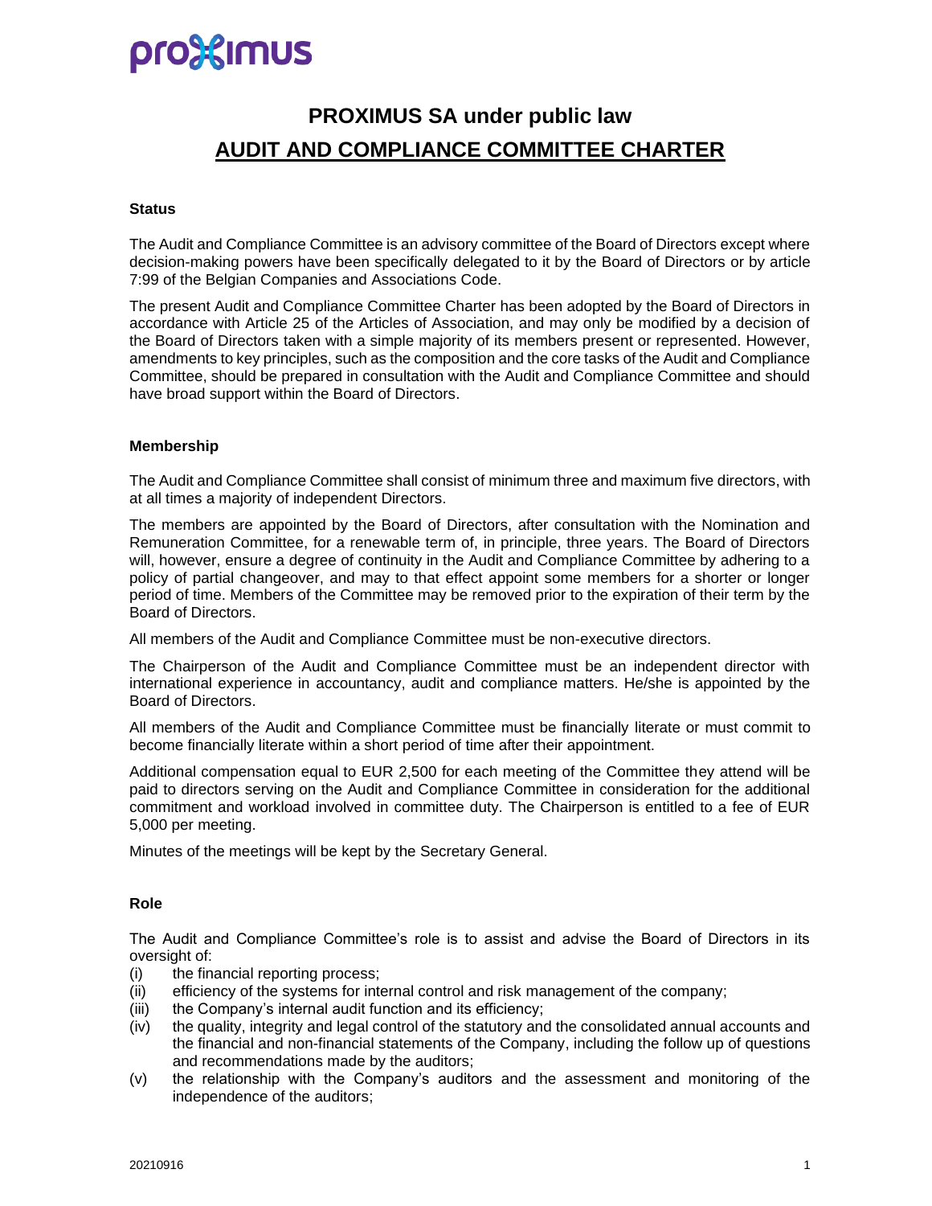# PROXIMUS SA under public law

## AUDIT AND COMPLIANCE COMMITTEE CHARTER

### Status

The Audit and Compliance Committee is an advisory committee of the Board of Directors except where decision-making powers have been specifically delegated to it by the Board of Directors or by article 7:99 of the Belgian Companies and Associations Code.

The present Audit and Compliance Committee Charter has been adopted by the Board of Directors in accordance with Article 25 of the Articles of Association, and may only be modified by a decision of the Board of Directors taken with a simple majority of its members present or represented. However, amendments to key principles, such as the composition and the core tasks of the Audit and Compliance Committee, should be prepared in consultation with the Audit and Compliance Committee and should have broad support within the Board of Directors.

### Membership

The Audit and Compliance Committee shall consist of minimum three and maximum five directors, with at all times a majority of independent Directors.

The members are appointed by the Board of Directors, after consultation with the Nomination and Remuneration Committee, for a renewable term of, in principle, three years. The Board of Directors will, however, ensure a degree of continuity in the Audit and Compliance Committee by adhering to a policy of partial changeover, and may to that effect appoint some members for a shorter or longer period of time. Members of the Committee may be removed prior to the expiration of their term by the Board of Directors.

All members of the Audit and Compliance Committee must be non-executive directors.

The Chairperson of the Audit and Compliance Committee must be an independent director with international experience in accountancy, audit and compliance matters. He/she is appointed by the Board of Directors.

All members of the Audit and Compliance Committee must be financially literate or must commit to become financially literate within a short period of time after their appointment.

Additional compensation equal to EUR 2,500 for each meeting of the Committee they attend will be paid to directors serving on the Audit and Compliance Committee in consideration for the additional commitment and workload involved in committee duty. The Chairperson is entitled to a fee of EUR 5,000 per meeting.

Minutes of the meetings will be kept by the Secretary General.

### Role

The Audit and Compliance Committee's role is to assist and advise the Board of Directors in its oversight of:

(i) the financial reporting process;
(ii) efficiency of the systems for internal control and risk management of the company;
(iii) the Company's internal audit function and its efficiency;
(iv) the quality, integrity and legal control of the statutory and the consolidated annual accounts and the financial and non-financial statements of the Company, including the follow up of questions and recommendations made by the auditors;
(v) the relationship with the Company's auditors and the assessment and monitoring of the independence of the auditors;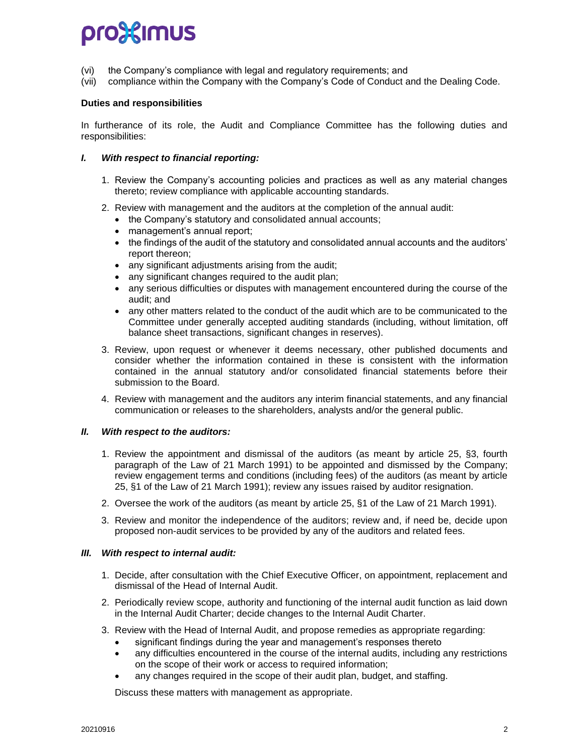(vi) the Company's compliance with legal and regulatory requirements; and
(vii) compliance within the Company with the Company's Code of Conduct and the Dealing Code.

**Duties and responsibilities**

In furtherance of its role, the Audit and Compliance Committee has the following duties and responsibilities:

***I. With respect to financial reporting:***

1. Review the Company's accounting policies and practices as well as any material changes thereto; review compliance with applicable accounting standards.
2. Review with management and the auditors at the completion of the annual audit:
   - the Company's statutory and consolidated annual accounts;
   - management's annual report;
   - the findings of the audit of the statutory and consolidated annual accounts and the auditors' report thereon;
   - any significant adjustments arising from the audit;
   - any significant changes required to the audit plan;
   - any serious difficulties or disputes with management encountered during the course of the audit; and
   - any other matters related to the conduct of the audit which are to be communicated to the Committee under generally accepted auditing standards (including, without limitation, off balance sheet transactions, significant changes in reserves).
3. Review, upon request or whenever it deems necessary, other published documents and consider whether the information contained in these is consistent with the information contained in the annual statutory and/or consolidated financial statements before their submission to the Board.
4. Review with management and the auditors any interim financial statements, and any financial communication or releases to the shareholders, analysts and/or the general public.

***II. With respect to the auditors:***

1. Review the appointment and dismissal of the auditors (as meant by article 25, §3, fourth paragraph of the Law of 21 March 1991) to be appointed and dismissed by the Company; review engagement terms and conditions (including fees) of the auditors (as meant by article 25, §1 of the Law of 21 March 1991); review any issues raised by auditor resignation.
2. Oversee the work of the auditors (as meant by article 25, §1 of the Law of 21 March 1991).
3. Review and monitor the independence of the auditors; review and, if need be, decide upon proposed non-audit services to be provided by any of the auditors and related fees.

***III. With respect to internal audit:***

1. Decide, after consultation with the Chief Executive Officer, on appointment, replacement and dismissal of the Head of Internal Audit.
2. Periodically review scope, authority and functioning of the internal audit function as laid down in the Internal Audit Charter; decide changes to the Internal Audit Charter.
3. Review with the Head of Internal Audit, and propose remedies as appropriate regarding:
   - significant findings during the year and management's responses thereto
   - any difficulties encountered in the course of the internal audits, including any restrictions on the scope of their work or access to required information;
   - any changes required in the scope of their audit plan, budget, and staffing.

   Discuss these matters with management as appropriate.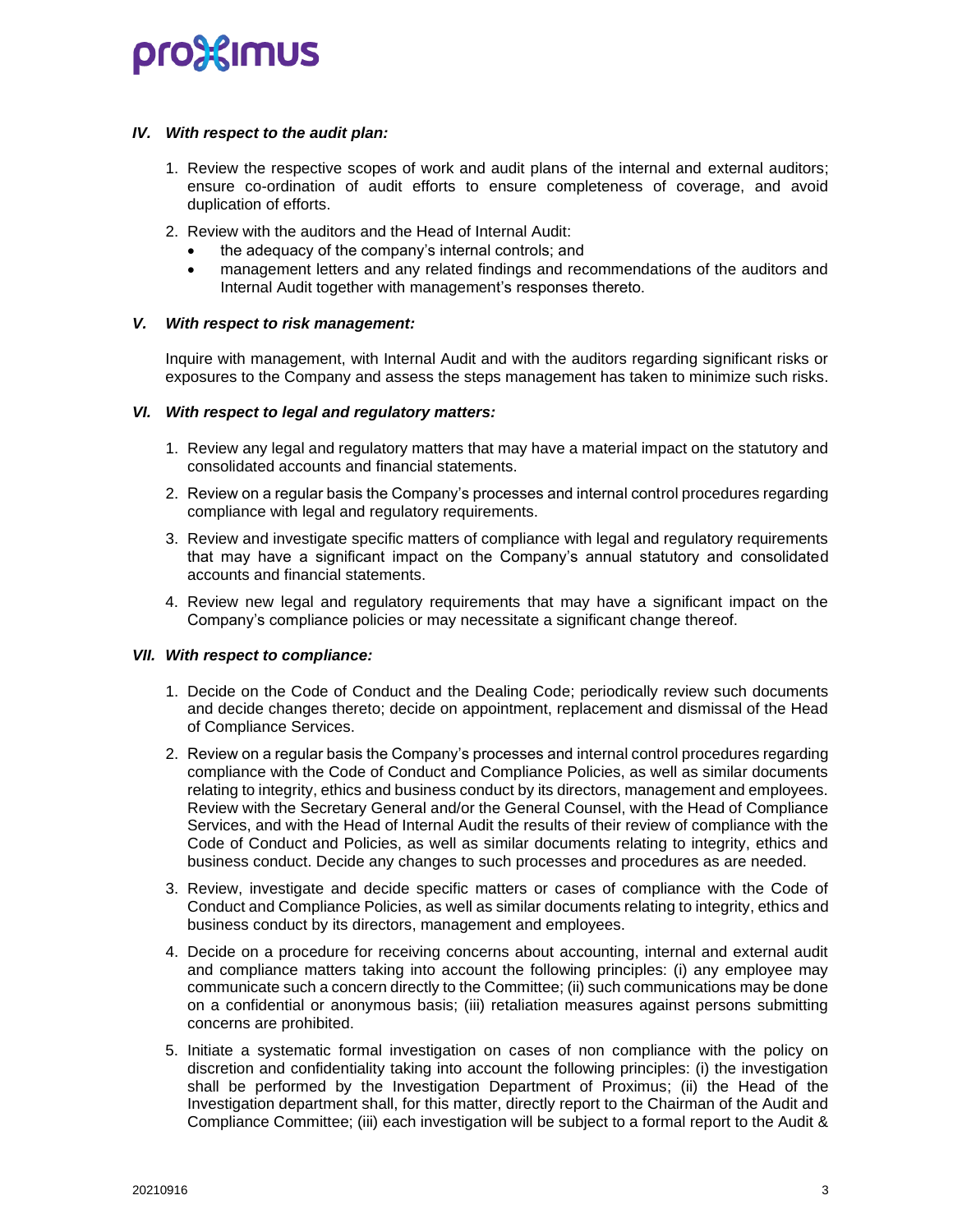### *IV. With respect to the audit plan:*

1. Review the respective scopes of work and audit plans of the internal and external auditors; ensure co-ordination of audit efforts to ensure completeness of coverage, and avoid duplication of efforts.
2. Review with the auditors and the Head of Internal Audit:
   - the adequacy of the company's internal controls; and
   - management letters and any related findings and recommendations of the auditors and Internal Audit together with management's responses thereto.

### *V. With respect to risk management:*

Inquire with management, with Internal Audit and with the auditors regarding significant risks or exposures to the Company and assess the steps management has taken to minimize such risks.

### *VI. With respect to legal and regulatory matters:*

1. Review any legal and regulatory matters that may have a material impact on the statutory and consolidated accounts and financial statements.
2. Review on a regular basis the Company's processes and internal control procedures regarding compliance with legal and regulatory requirements.
3. Review and investigate specific matters of compliance with legal and regulatory requirements that may have a significant impact on the Company's annual statutory and consolidated accounts and financial statements.
4. Review new legal and regulatory requirements that may have a significant impact on the Company's compliance policies or may necessitate a significant change thereof.

### *VII. With respect to compliance:*

1. Decide on the Code of Conduct and the Dealing Code; periodically review such documents and decide changes thereto; decide on appointment, replacement and dismissal of the Head of Compliance Services.
2. Review on a regular basis the Company's processes and internal control procedures regarding compliance with the Code of Conduct and Compliance Policies, as well as similar documents relating to integrity, ethics and business conduct by its directors, management and employees. Review with the Secretary General and/or the General Counsel, with the Head of Compliance Services, and with the Head of Internal Audit the results of their review of compliance with the Code of Conduct and Policies, as well as similar documents relating to integrity, ethics and business conduct. Decide any changes to such processes and procedures as are needed.
3. Review, investigate and decide specific matters or cases of compliance with the Code of Conduct and Compliance Policies, as well as similar documents relating to integrity, ethics and business conduct by its directors, management and employees.
4. Decide on a procedure for receiving concerns about accounting, internal and external audit and compliance matters taking into account the following principles: (i) any employee may communicate such a concern directly to the Committee; (ii) such communications may be done on a confidential or anonymous basis; (iii) retaliation measures against persons submitting concerns are prohibited.
5. Initiate a systematic formal investigation on cases of non compliance with the policy on discretion and confidentiality taking into account the following principles: (i) the investigation shall be performed by the Investigation Department of Proximus; (ii) the Head of the Investigation department shall, for this matter, directly report to the Chairman of the Audit and Compliance Committee; (iii) each investigation will be subject to a formal report to the Audit &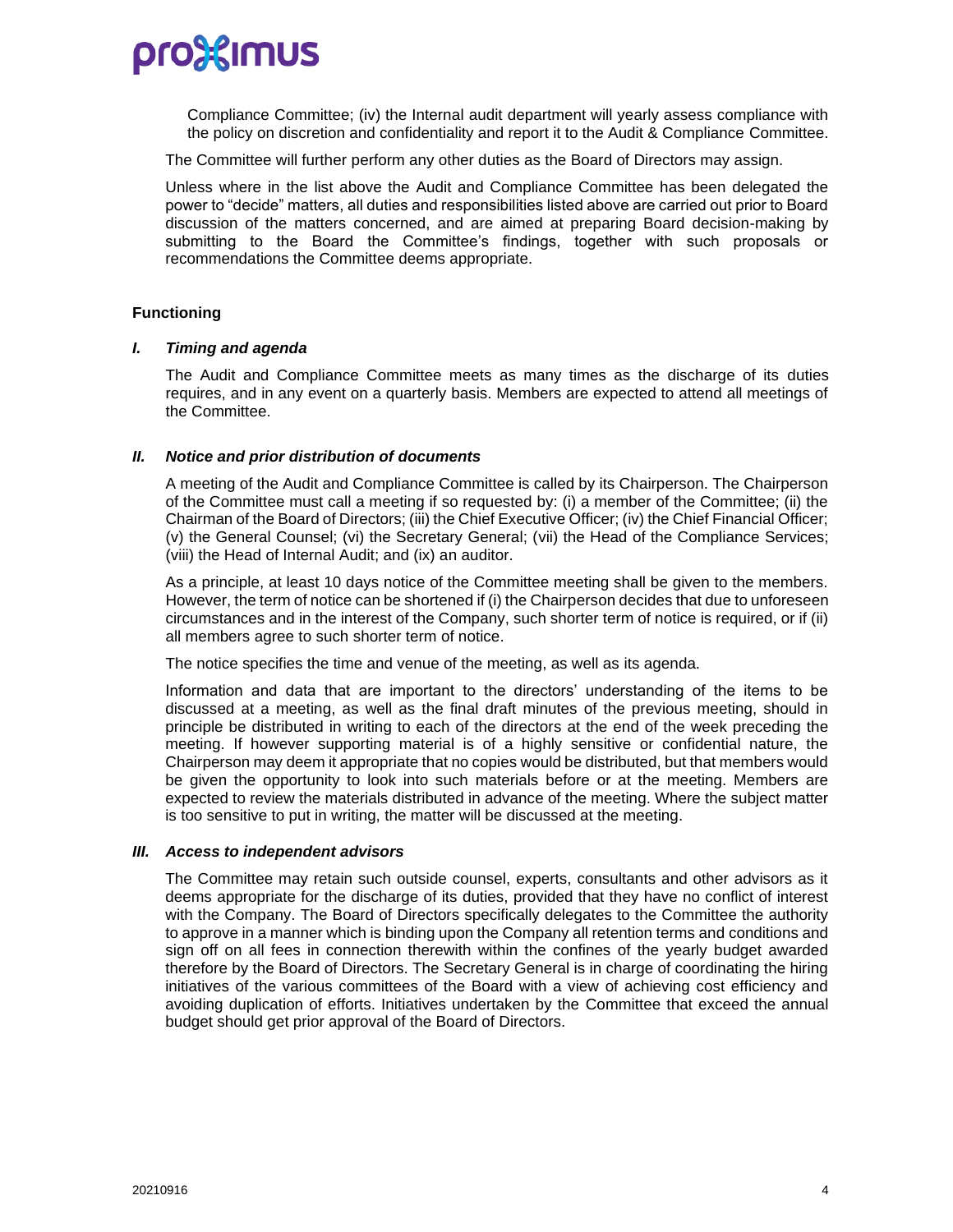Compliance Committee; (iv) the Internal audit department will yearly assess compliance with the policy on discretion and confidentiality and report it to the Audit & Compliance Committee.

The Committee will further perform any other duties as the Board of Directors may assign.

Unless where in the list above the Audit and Compliance Committee has been delegated the power to "decide" matters, all duties and responsibilities listed above are carried out prior to Board discussion of the matters concerned, and are aimed at preparing Board decision-making by submitting to the Board the Committee's findings, together with such proposals or recommendations the Committee deems appropriate.

**Functioning**

***I. Timing and agenda***

The Audit and Compliance Committee meets as many times as the discharge of its duties requires, and in any event on a quarterly basis. Members are expected to attend all meetings of the Committee.

***II. Notice and prior distribution of documents***

A meeting of the Audit and Compliance Committee is called by its Chairperson. The Chairperson of the Committee must call a meeting if so requested by: (i) a member of the Committee; (ii) the Chairman of the Board of Directors; (iii) the Chief Executive Officer; (iv) the Chief Financial Officer; (v) the General Counsel; (vi) the Secretary General; (vii) the Head of the Compliance Services; (viii) the Head of Internal Audit; and (ix) an auditor.

As a principle, at least 10 days notice of the Committee meeting shall be given to the members. However, the term of notice can be shortened if (i) the Chairperson decides that due to unforeseen circumstances and in the interest of the Company, such shorter term of notice is required, or if (ii) all members agree to such shorter term of notice.

The notice specifies the time and venue of the meeting, as well as its agenda.

Information and data that are important to the directors' understanding of the items to be discussed at a meeting, as well as the final draft minutes of the previous meeting, should in principle be distributed in writing to each of the directors at the end of the week preceding the meeting. If however supporting material is of a highly sensitive or confidential nature, the Chairperson may deem it appropriate that no copies would be distributed, but that members would be given the opportunity to look into such materials before or at the meeting. Members are expected to review the materials distributed in advance of the meeting. Where the subject matter is too sensitive to put in writing, the matter will be discussed at the meeting.

***III. Access to independent advisors***

The Committee may retain such outside counsel, experts, consultants and other advisors as it deems appropriate for the discharge of its duties, provided that they have no conflict of interest with the Company. The Board of Directors specifically delegates to the Committee the authority to approve in a manner which is binding upon the Company all retention terms and conditions and sign off on all fees in connection therewith within the confines of the yearly budget awarded therefore by the Board of Directors. The Secretary General is in charge of coordinating the hiring initiatives of the various committees of the Board with a view of achieving cost efficiency and avoiding duplication of efforts. Initiatives undertaken by the Committee that exceed the annual budget should get prior approval of the Board of Directors.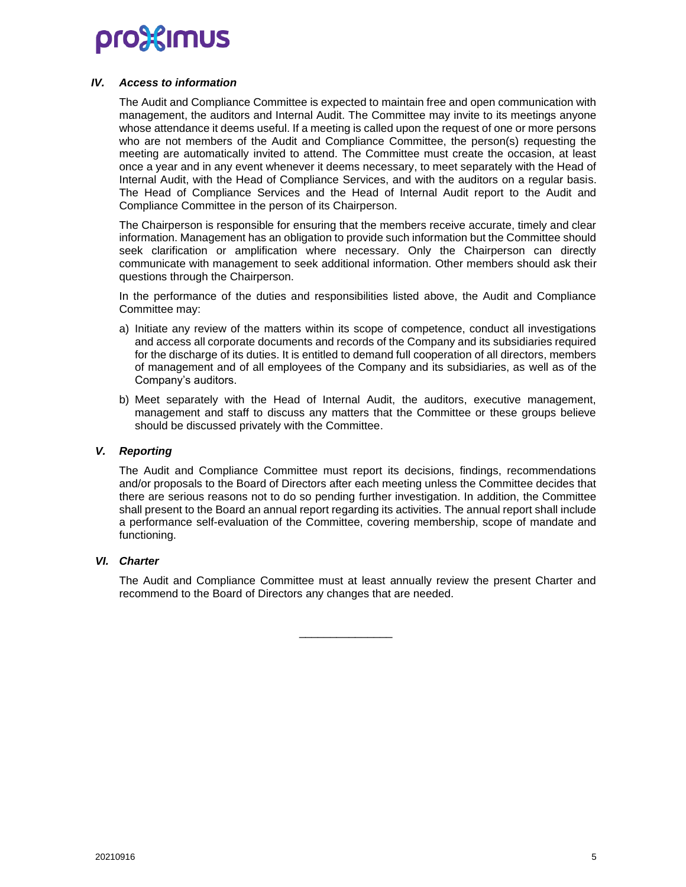### *IV. Access to information*

The Audit and Compliance Committee is expected to maintain free and open communication with management, the auditors and Internal Audit. The Committee may invite to its meetings anyone whose attendance it deems useful. If a meeting is called upon the request of one or more persons who are not members of the Audit and Compliance Committee, the person(s) requesting the meeting are automatically invited to attend. The Committee must create the occasion, at least once a year and in any event whenever it deems necessary, to meet separately with the Head of Internal Audit, with the Head of Compliance Services, and with the auditors on a regular basis. The Head of Compliance Services and the Head of Internal Audit report to the Audit and Compliance Committee in the person of its Chairperson.

The Chairperson is responsible for ensuring that the members receive accurate, timely and clear information. Management has an obligation to provide such information but the Committee should seek clarification or amplification where necessary. Only the Chairperson can directly communicate with management to seek additional information. Other members should ask their questions through the Chairperson.

In the performance of the duties and responsibilities listed above, the Audit and Compliance Committee may:

a) Initiate any review of the matters within its scope of competence, conduct all investigations and access all corporate documents and records of the Company and its subsidiaries required for the discharge of its duties. It is entitled to demand full cooperation of all directors, members of management and of all employees of the Company and its subsidiaries, as well as of the Company's auditors.

b) Meet separately with the Head of Internal Audit, the auditors, executive management, management and staff to discuss any matters that the Committee or these groups believe should be discussed privately with the Committee.

### *V. Reporting*

The Audit and Compliance Committee must report its decisions, findings, recommendations and/or proposals to the Board of Directors after each meeting unless the Committee decides that there are serious reasons not to do so pending further investigation. In addition, the Committee shall present to the Board an annual report regarding its activities. The annual report shall include a performance self-evaluation of the Committee, covering membership, scope of mandate and functioning.

### *VI. Charter*

The Audit and Compliance Committee must at least annually review the present Charter and recommend to the Board of Directors any changes that are needed.

---

20210916